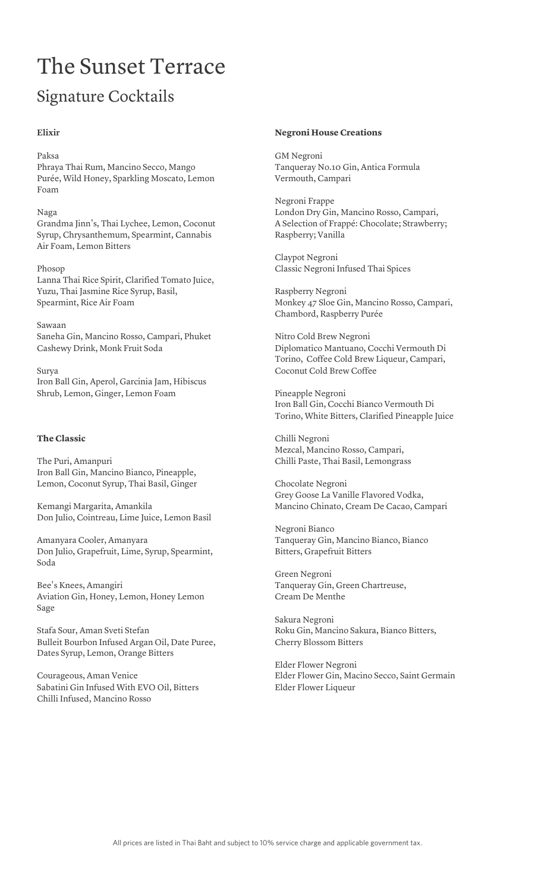# The Sunset Terrace

## Signature Cocktails

### Elixir

Paksa
Phraya Thai Rum, Mancino Secco, Mango Purée, Wild Honey, Sparkling Moscato, Lemon Foam

Naga
Grandma Jinn's, Thai Lychee, Lemon, Coconut Syrup, Chrysanthemum, Spearmint, Cannabis Air Foam, Lemon Bitters

Phosop
Lanna Thai Rice Spirit, Clarified Tomato Juice, Yuzu, Thai Jasmine Rice Syrup, Basil, Spearmint, Rice Air Foam

Sawaan
Saneha Gin, Mancino Rosso, Campari, Phuket Cashewy Drink, Monk Fruit Soda

Surya
Iron Ball Gin, Aperol, Garcinia Jam, Hibiscus Shrub, Lemon, Ginger, Lemon Foam

### The Classic

The Puri, Amanpuri
Iron Ball Gin, Mancino Bianco, Pineapple, Lemon, Coconut Syrup, Thai Basil, Ginger

Kemangi Margarita, Amankila
Don Julio, Cointreau, Lime Juice, Lemon Basil

Amanyara Cooler, Amanyara
Don Julio, Grapefruit, Lime, Syrup, Spearmint, Soda

Bee's Knees, Amangiri
Aviation Gin, Honey, Lemon, Honey Lemon Sage

Stafa Sour, Aman Sveti Stefan
Bulleit Bourbon Infused Argan Oil, Date Puree, Dates Syrup, Lemon, Orange Bitters

Courageous, Aman Venice
Sabatini Gin Infused With EVO Oil, Bitters Chilli Infused, Mancino Rosso

### Negroni House Creations

GM Negroni
Tanqueray No.10 Gin, Antica Formula Vermouth, Campari

Negroni Frappe
London Dry Gin, Mancino Rosso, Campari, A Selection of Frappé: Chocolate; Strawberry; Raspberry; Vanilla

Claypot Negroni
Classic Negroni Infused Thai Spices

Raspberry Negroni
Monkey 47 Sloe Gin, Mancino Rosso, Campari, Chambord, Raspberry Purée

Nitro Cold Brew Negroni
Diplomatico Mantuano, Cocchi Vermouth Di Torino, Coffee Cold Brew Liqueur, Campari, Coconut Cold Brew Coffee

Pineapple Negroni
Iron Ball Gin, Cocchi Bianco Vermouth Di Torino, White Bitters, Clarified Pineapple Juice

Chilli Negroni
Mezcal, Mancino Rosso, Campari, Chilli Paste, Thai Basil, Lemongrass

Chocolate Negroni
Grey Goose La Vanille Flavored Vodka, Mancino Chinato, Cream De Cacao, Campari

Negroni Bianco
Tanqueray Gin, Mancino Bianco, Bianco Bitters, Grapefruit Bitters

Green Negroni
Tanqueray Gin, Green Chartreuse, Cream De Menthe

Sakura Negroni
Roku Gin, Mancino Sakura, Bianco Bitters, Cherry Blossom Bitters

Elder Flower Negroni
Elder Flower Gin, Macino Secco, Saint Germain Elder Flower Liqueur

All prices are listed in Thai Baht and subject to 10% service charge and applicable government tax.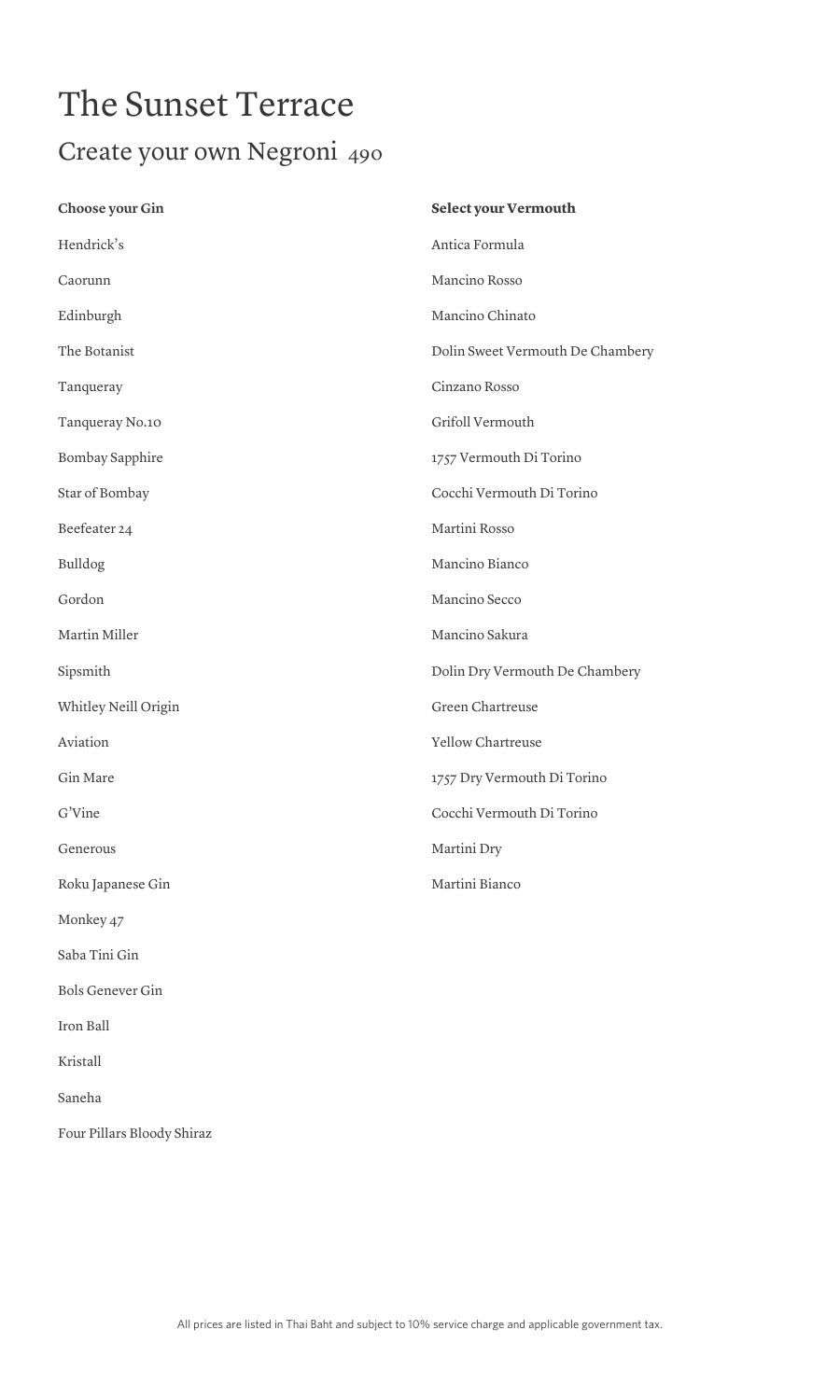# The Sunset Terrace

## Create your own Negroni 490

**Choose your Gin**

Hendrick's

Caorunn

Edinburgh

The Botanist

Tanqueray

Tanqueray No.10

Bombay Sapphire

Star of Bombay

Beefeater 24

Bulldog

Gordon

Martin Miller

Sipsmith

Whitley Neill Origin

Aviation

Gin Mare

G'Vine

Generous

Roku Japanese Gin

Monkey 47

Saba Tini Gin

Bols Genever Gin

Iron Ball

Kristall

Saneha

Four Pillars Bloody Shiraz

**Select your Vermouth**

Antica Formula

Mancino Rosso

Mancino Chinato

Dolin Sweet Vermouth De Chambery

Cinzano Rosso

Grifoll Vermouth

1757 Vermouth Di Torino

Cocchi Vermouth Di Torino

Martini Rosso

Mancino Bianco

Mancino Secco

Mancino Sakura

Dolin Dry Vermouth De Chambery

Green Chartreuse

Yellow Chartreuse

1757 Dry Vermouth Di Torino

Cocchi Vermouth Di Torino

Martini Dry

Martini Bianco

All prices are listed in Thai Baht and subject to 10% service charge and applicable government tax.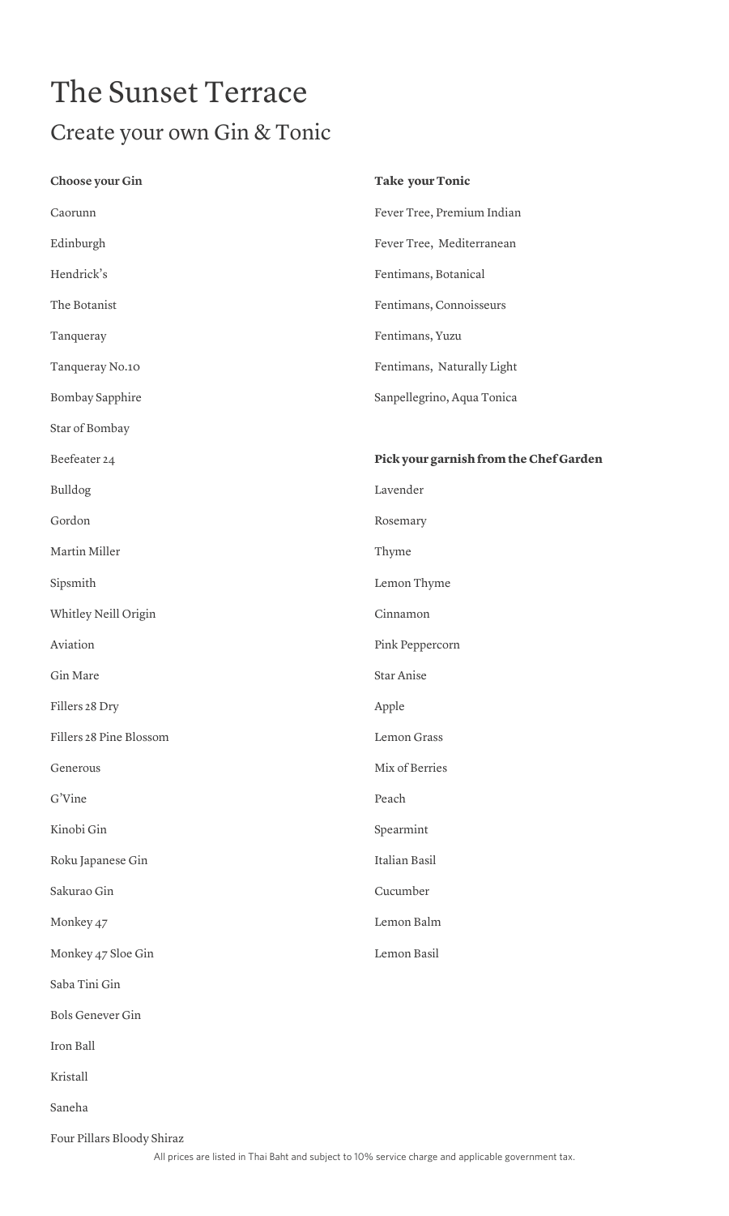# The Sunset Terrace

## Create your own Gin & Tonic

**Choose your Gin**

Caorunn

Edinburgh

Hendrick's

The Botanist

Tanqueray

Tanqueray No.10

Bombay Sapphire

Star of Bombay

Beefeater 24

Bulldog

Gordon

Martin Miller

Sipsmith

Whitley Neill Origin

Aviation

Gin Mare

Fillers 28 Dry

Fillers 28 Pine Blossom

Generous

G'Vine

Kinobi Gin

Roku Japanese Gin

Sakurao Gin

Monkey 47

Monkey 47 Sloe Gin

Saba Tini Gin

Bols Genever Gin

Iron Ball

Kristall

Saneha

Four Pillars Bloody Shiraz

**Take your Tonic**

Fever Tree, Premium Indian

Fever Tree, Mediterranean

Fentimans, Botanical

Fentimans, Connoisseurs

Fentimans, Yuzu

Fentimans, Naturally Light

Sanpellegrino, Aqua Tonica

**Pick your garnish from the Chef Garden**

Lavender

Rosemary

Thyme

Lemon Thyme

Cinnamon

Pink Peppercorn

Star Anise

Apple

Lemon Grass

Mix of Berries

Peach

Spearmint

Italian Basil

Cucumber

Lemon Balm

Lemon Basil

All prices are listed in Thai Baht and subject to 10% service charge and applicable government tax.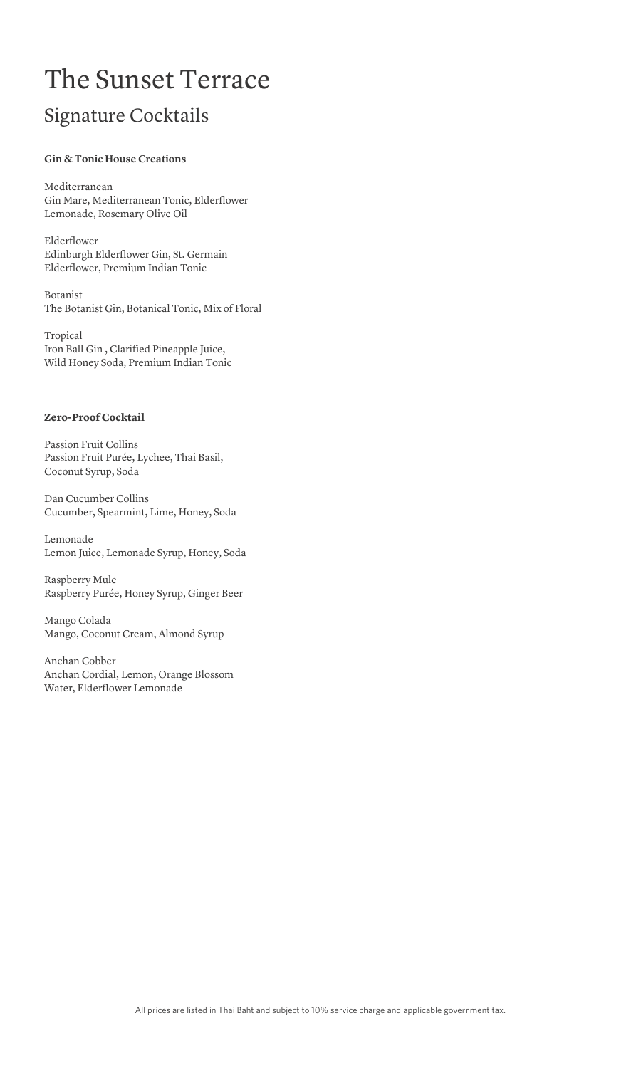# The Sunset Terrace

## Signature Cocktails

**Gin & Tonic House Creations**

Mediterranean
Gin Mare, Mediterranean Tonic, Elderflower Lemonade, Rosemary Olive Oil

Elderflower
Edinburgh Elderflower Gin, St. Germain Elderflower, Premium Indian Tonic

Botanist
The Botanist Gin, Botanical Tonic, Mix of Floral

Tropical
Iron Ball Gin , Clarified Pineapple Juice, Wild Honey Soda, Premium Indian Tonic

**Zero-Proof Cocktail**

Passion Fruit Collins
Passion Fruit Purée, Lychee, Thai Basil, Coconut Syrup, Soda

Dan Cucumber Collins
Cucumber, Spearmint, Lime, Honey, Soda

Lemonade
Lemon Juice, Lemonade Syrup, Honey, Soda

Raspberry Mule
Raspberry Purée, Honey Syrup, Ginger Beer

Mango Colada
Mango, Coconut Cream, Almond Syrup

Anchan Cobber
Anchan Cordial, Lemon, Orange Blossom Water, Elderflower Lemonade

All prices are listed in Thai Baht and subject to 10% service charge and applicable government tax.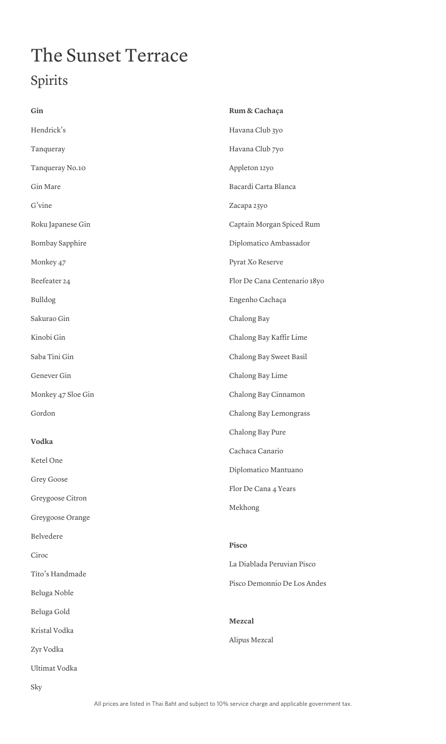# The Sunset Terrace

## Spirits

**Gin**

Hendrick's

Tanqueray

Tanqueray No.10

Gin Mare

G'vine

Roku Japanese Gin

Bombay Sapphire

Monkey 47

Beefeater 24

Bulldog

Sakurao Gin

Kinobi Gin

Saba Tini Gin

Genever Gin

Monkey 47 Sloe Gin

Gordon

**Vodka**

Ketel One

Grey Goose

Greygoose Citron

Greygoose Orange

Belvedere

Ciroc

Tito's Handmade

Beluga Noble

Beluga Gold

Kristal Vodka

Zyr Vodka

Ultimat Vodka

Sky

**Rum & Cachaça**

Havana Club 3yo

Havana Club 7yo

Appleton 12yo

Bacardi Carta Blanca

Zacapa 23yo

Captain Morgan Spiced Rum

Diplomatico Ambassador

Pyrat Xo Reserve

Flor De Cana Centenario 18yo

Engenho Cachaça

Chalong Bay

Chalong Bay Kaffir Lime

Chalong Bay Sweet Basil

Chalong Bay Lime

Chalong Bay Cinnamon

Chalong Bay Lemongrass

Chalong Bay Pure

Cachaca Canario

Diplomatico Mantuano

Flor De Cana 4 Years

Mekhong

**Pisco**

La Diablada Peruvian Pisco

Pisco Demonnio De Los Andes

**Mezcal**

Alipus Mezcal

All prices are listed in Thai Baht and subject to 10% service charge and applicable government tax.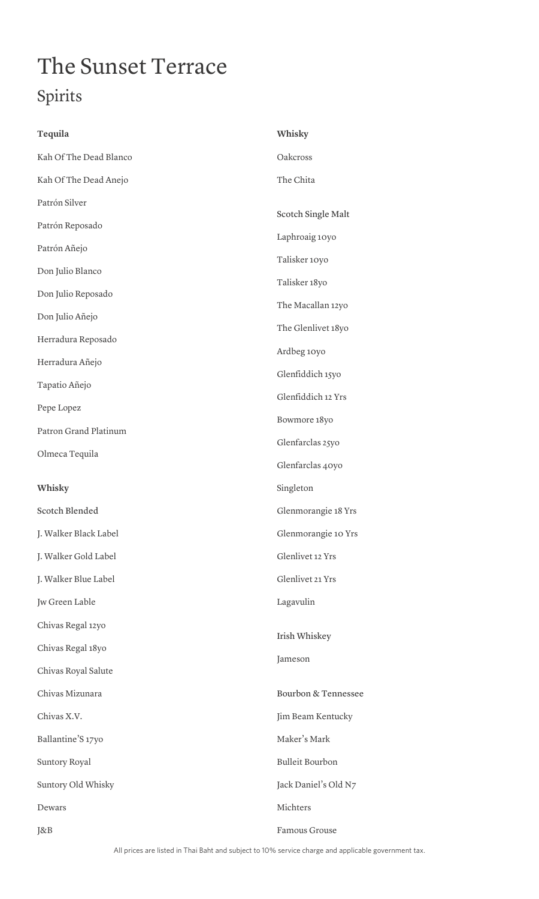# The Sunset Terrace

## Spirits

### Tequila

Kah Of The Dead Blanco

Kah Of The Dead Anejo

Patrón Silver

Patrón Reposado

Patrón Añejo

Don Julio Blanco

Don Julio Reposado

Don Julio Añejo

Herradura Reposado

Herradura Añejo

Tapatio Añejo

Pepe Lopez

Patron Grand Platinum

Olmeca Tequila

### Whisky

#### Scotch Blended

J. Walker Black Label

J. Walker Gold Label

J. Walker Blue Label

Jw Green Lable

Chivas Regal 12yo

Chivas Regal 18yo

Chivas Royal Salute

Chivas Mizunara

Chivas X.V.

Ballantine'S 17yo

Suntory Royal

Suntory Old Whisky

Dewars

J&B

### Whisky

Oakcross

The Chita

#### Scotch Single Malt

Laphroaig 10yo

Talisker 10yo

Talisker 18yo

The Macallan 12yo

The Glenlivet 18yo

Ardbeg 10yo

Glenfiddich 15yo

Glenfiddich 12 Yrs

Bowmore 18yo

Glenfarclas 25yo

Glenfarclas 40yo

Singleton

Glenmorangie 18 Yrs

Glenmorangie 10 Yrs

Glenlivet 12 Yrs

Glenlivet 21 Yrs

Lagavulin

#### Irish Whiskey

Jameson

#### Bourbon & Tennessee

Jim Beam Kentucky

Maker's Mark

Bulleit Bourbon

Jack Daniel's Old N7

Michters

Famous Grouse

All prices are listed in Thai Baht and subject to 10% service charge and applicable government tax.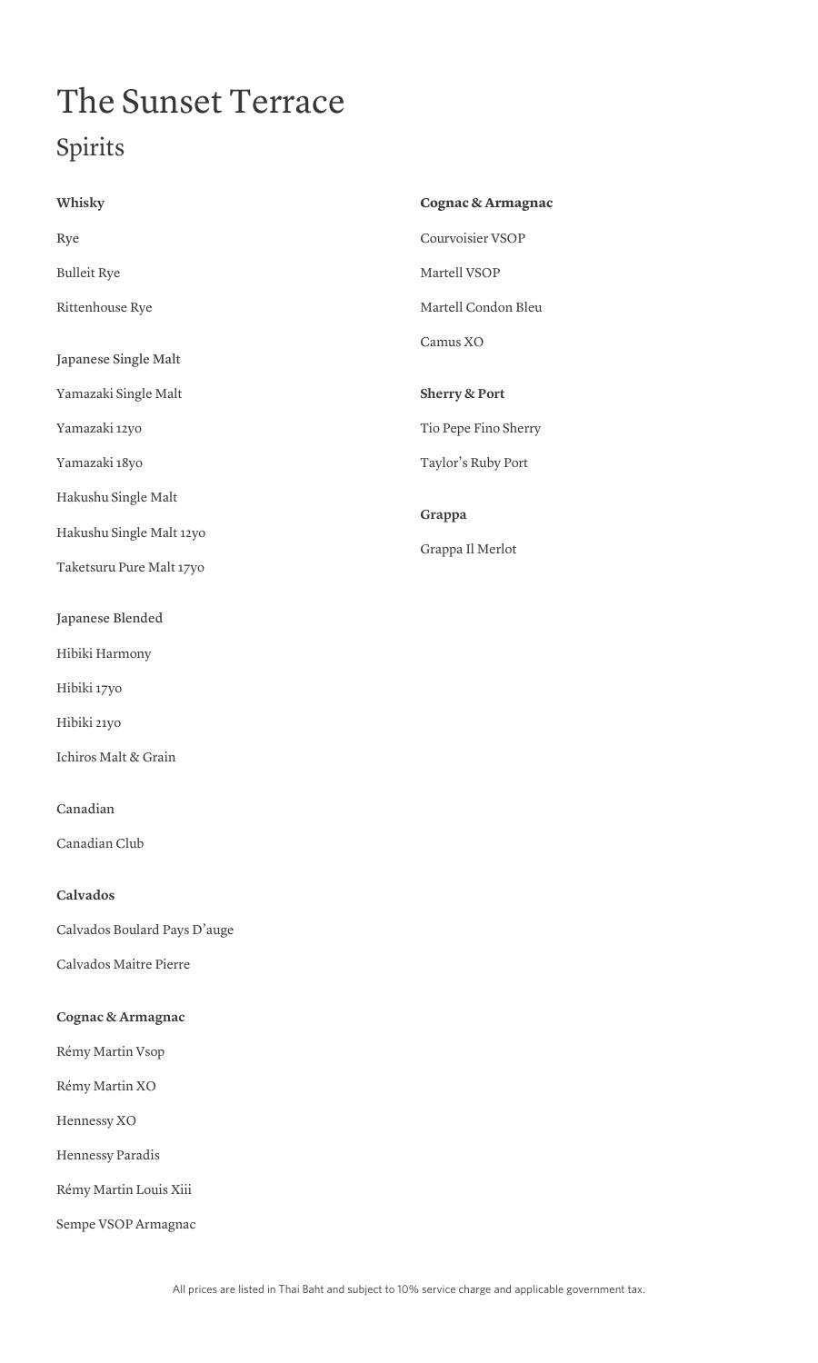# The Sunset Terrace

## Spirits

**Whisky**

Rye

Bulleit Rye

Rittenhouse Rye

Japanese Single Malt

Yamazaki Single Malt

Yamazaki 12yo

Yamazaki 18yo

Hakushu Single Malt

Hakushu Single Malt 12yo

Taketsuru Pure Malt 17yo

Japanese Blended

Hibiki Harmony

Hibiki 17yo

Hibiki 21yo

Ichiros Malt & Grain

Canadian

Canadian Club

**Calvados**

Calvados Boulard Pays D'auge

Calvados Maitre Pierre

**Cognac & Armagnac**

Rémy Martin Vsop

Rémy Martin XO

Hennessy XO

Hennessy Paradis

Rémy Martin Louis Xiii

Sempe VSOP Armagnac

**Cognac & Armagnac**

Courvoisier VSOP

Martell VSOP

Martell Condon Bleu

Camus XO

**Sherry & Port**

Tio Pepe Fino Sherry

Taylor's Ruby Port

**Grappa**

Grappa Il Merlot

All prices are listed in Thai Baht and subject to 10% service charge and applicable government tax.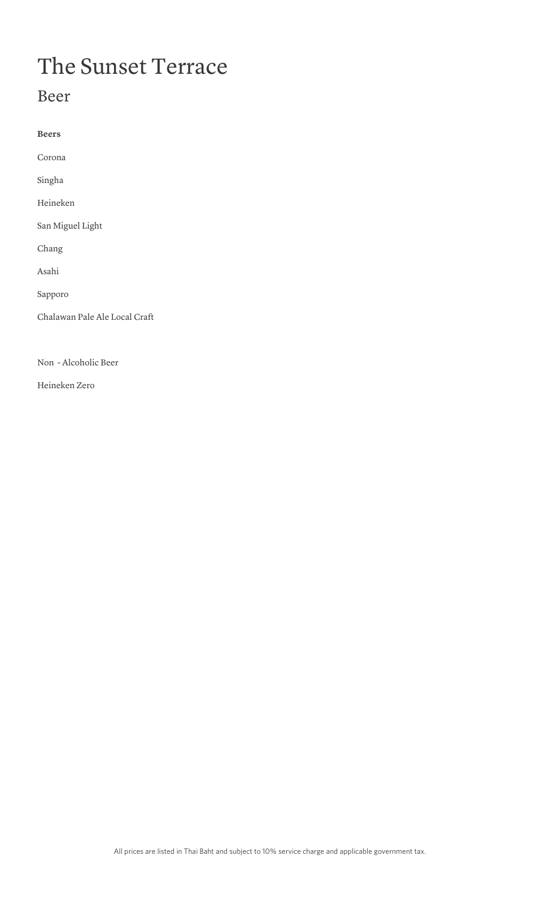# The Sunset Terrace

## Beer

**Beers**

Corona

Singha

Heineken

San Miguel Light

Chang

Asahi

Sapporo

Chalawan Pale Ale Local Craft

Non - Alcoholic Beer

Heineken Zero

All prices are listed in Thai Baht and subject to 10% service charge and applicable government tax.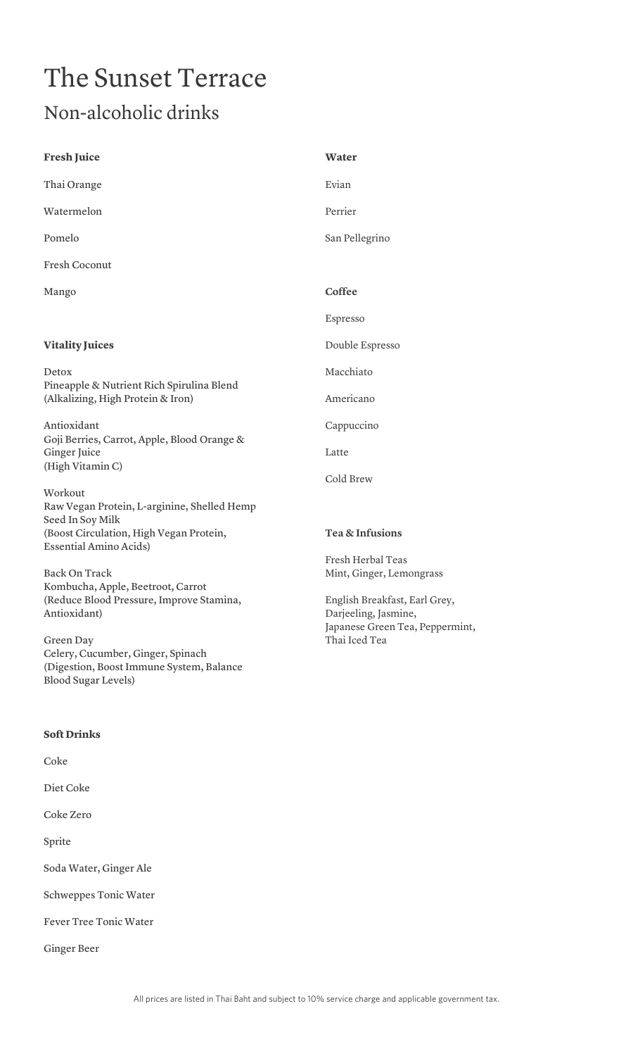# The Sunset Terrace

## Non-alcoholic drinks

**Fresh Juice**

Thai Orange

Watermelon

Pomelo

Fresh Coconut

Mango

**Vitality Juices**

Detox
Pineapple & Nutrient Rich Spirulina Blend
(Alkalizing, High Protein & Iron)

Antioxidant
Goji Berries, Carrot, Apple, Blood Orange & Ginger Juice
(High Vitamin C)

Workout
Raw Vegan Protein, L-arginine, Shelled Hemp Seed In Soy Milk
(Boost Circulation, High Vegan Protein, Essential Amino Acids)

Back On Track
Kombucha, Apple, Beetroot, Carrot
(Reduce Blood Pressure, Improve Stamina, Antioxidant)

Green Day
Celery, Cucumber, Ginger, Spinach
(Digestion, Boost Immune System, Balance Blood Sugar Levels)

**Soft Drinks**

Coke

Diet Coke

Coke Zero

Sprite

Soda Water, Ginger Ale

Schweppes Tonic Water

Fever Tree Tonic Water

Ginger Beer

**Water**

Evian

Perrier

San Pellegrino

**Coffee**

Espresso

Double Espresso

Macchiato

Americano

Cappuccino

Latte

Cold Brew

**Tea & Infusions**

Fresh Herbal Teas
Mint, Ginger, Lemongrass

English Breakfast, Earl Grey, Darjeeling, Jasmine, Japanese Green Tea, Peppermint, Thai Iced Tea

All prices are listed in Thai Baht and subject to 10% service charge and applicable government tax.